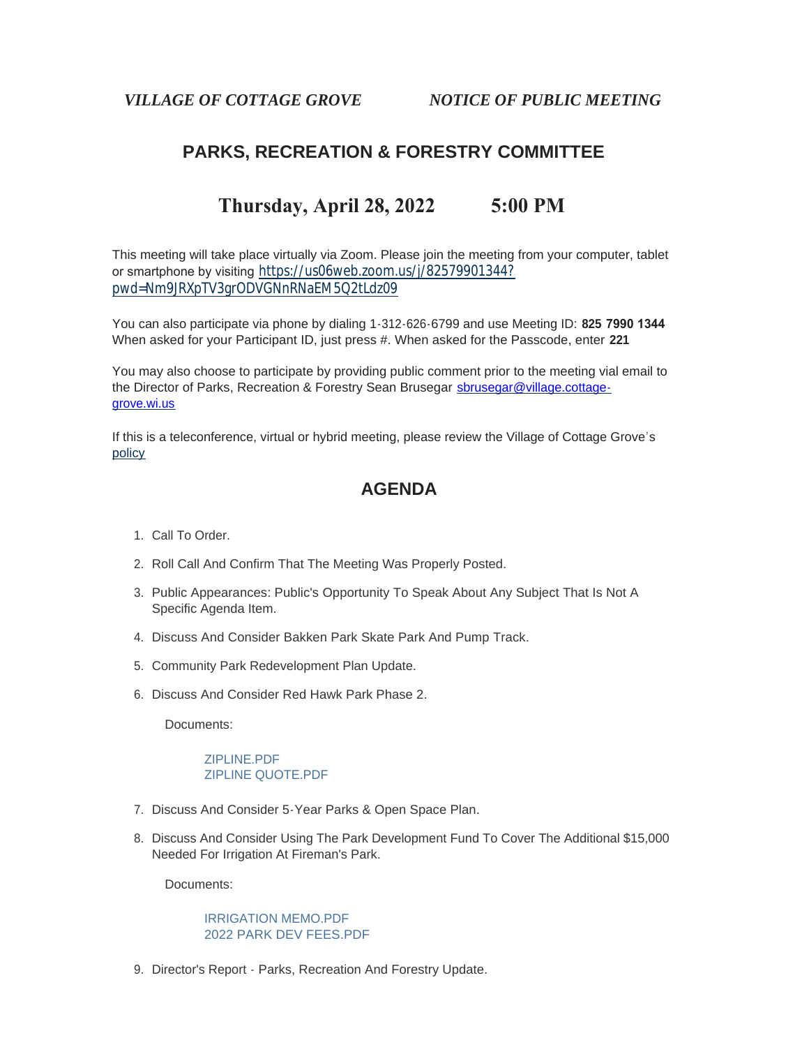*VILLAGE OF COTTAGE GROVE* *NOTICE OF PUBLIC MEETING*

## PARKS, RECREATION & FORESTRY COMMITTEE

## Thursday, April 28, 2022 5:00 PM

This meeting will take place virtually via Zoom. Please join the meeting from your computer, tablet or smartphone by visiting https://us06web.zoom.us/j/82579901344?pwd=Nm9JRXpTV3grODVGNnRNaEM5Q2tLdz09

You can also participate via phone by dialing 1-312-626-6799 and use Meeting ID: **825 7990 1344** When asked for your Participant ID, just press #. When asked for the Passcode, enter **221**

You may also choose to participate by providing public comment prior to the meeting vial email to the Director of Parks, Recreation & Forestry Sean Brusegar sbrusegar@village.cottage-grove.wi.us

If this is a teleconference, virtual or hybrid meeting, please review the Village of Cottage Grove's policy

## AGENDA

1. Call To Order.
2. Roll Call And Confirm That The Meeting Was Properly Posted.
3. Public Appearances: Public's Opportunity To Speak About Any Subject That Is Not A Specific Agenda Item.
4. Discuss And Consider Bakken Park Skate Park And Pump Track.
5. Community Park Redevelopment Plan Update.
6. Discuss And Consider Red Hawk Park Phase 2.

   Documents:

   ZIPLINE.PDF
   ZIPLINE QUOTE.PDF

7. Discuss And Consider 5-Year Parks & Open Space Plan.
8. Discuss And Consider Using The Park Development Fund To Cover The Additional $15,000 Needed For Irrigation At Fireman's Park.

   Documents:

   IRRIGATION MEMO.PDF
   2022 PARK DEV FEES.PDF

9. Director's Report - Parks, Recreation And Forestry Update.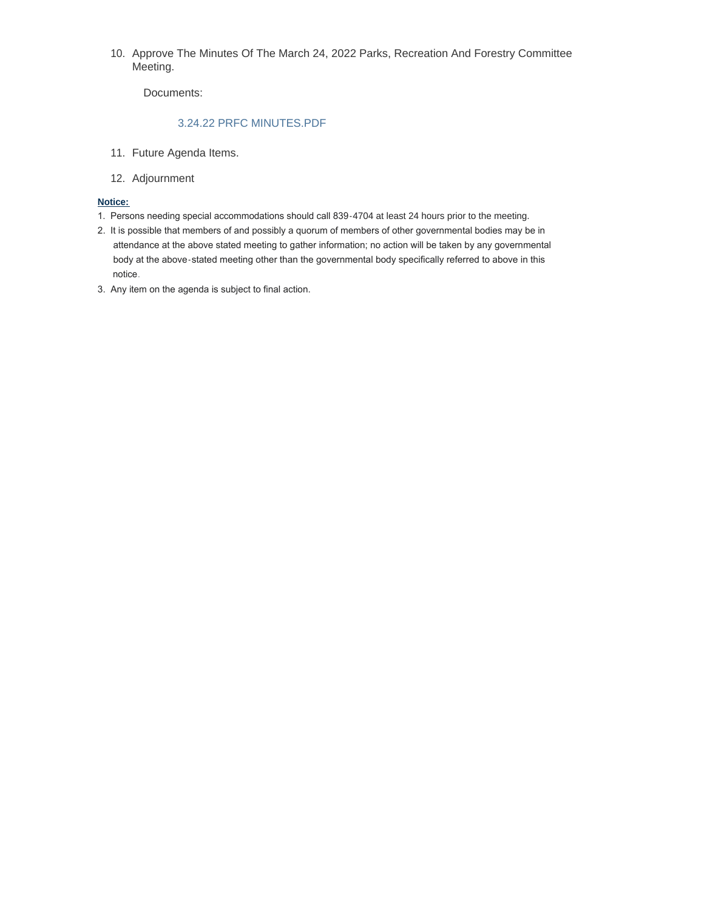10. Approve The Minutes Of The March 24, 2022 Parks, Recreation And Forestry Committee Meeting.

    Documents:

    3.24.22 PRFC MINUTES.PDF

11. Future Agenda Items.

12. Adjournment

**Notice:**

1. Persons needing special accommodations should call 839-4704 at least 24 hours prior to the meeting.
2. It is possible that members of and possibly a quorum of members of other governmental bodies may be in attendance at the above stated meeting to gather information; no action will be taken by any governmental body at the above-stated meeting other than the governmental body specifically referred to above in this notice.
3. Any item on the agenda is subject to final action.